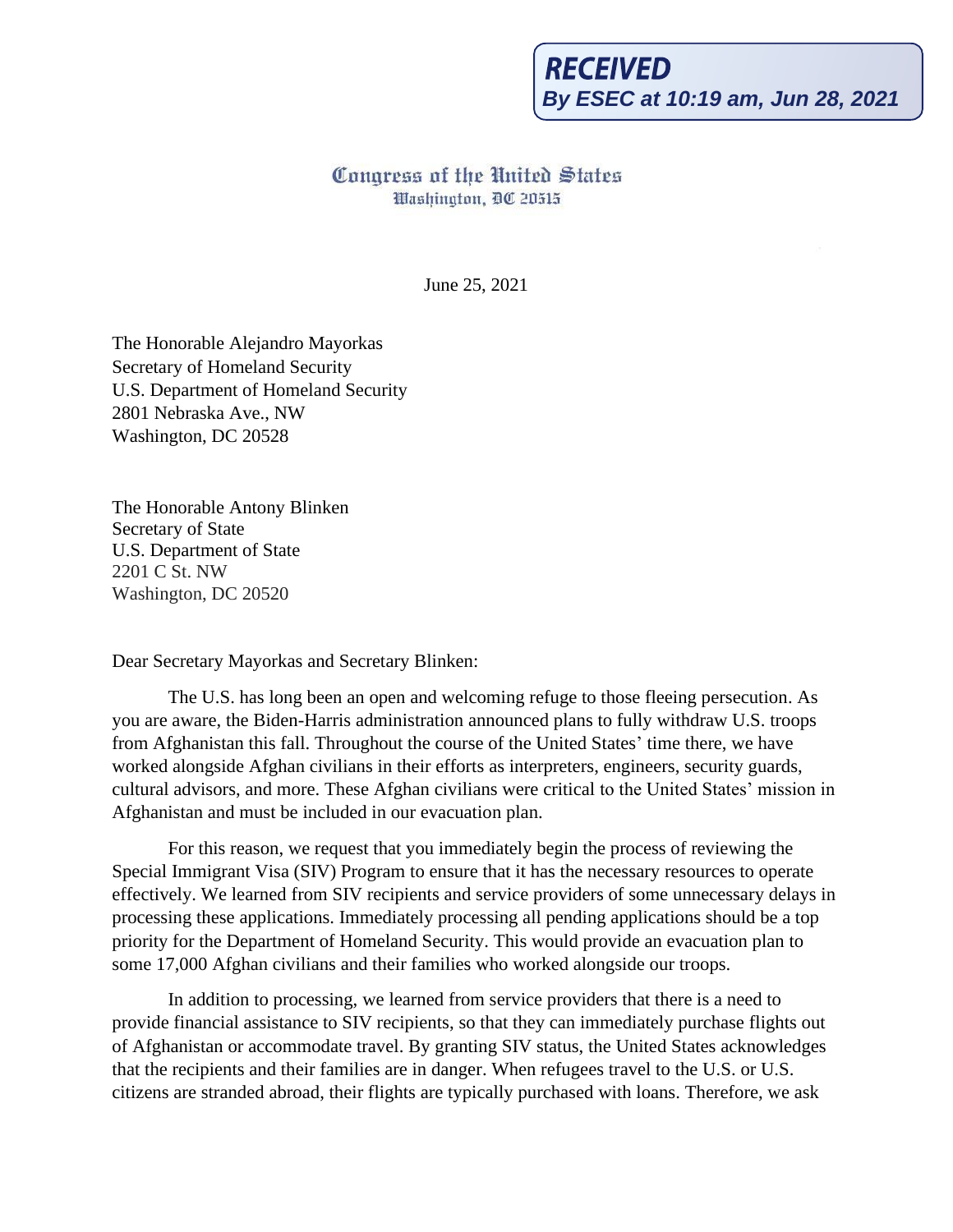**RECEIVED**
***By ESEC at 10:19 am, Jun 28, 2021***

Congress of the United States
Washington, DC 20515

June 25, 2021

The Honorable Alejandro Mayorkas
Secretary of Homeland Security
U.S. Department of Homeland Security
2801 Nebraska Ave., NW
Washington, DC 20528

The Honorable Antony Blinken
Secretary of State
U.S. Department of State
2201 C St. NW
Washington, DC 20520

Dear Secretary Mayorkas and Secretary Blinken:

The U.S. has long been an open and welcoming refuge to those fleeing persecution. As you are aware, the Biden-Harris administration announced plans to fully withdraw U.S. troops from Afghanistan this fall. Throughout the course of the United States' time there, we have worked alongside Afghan civilians in their efforts as interpreters, engineers, security guards, cultural advisors, and more. These Afghan civilians were critical to the United States' mission in Afghanistan and must be included in our evacuation plan.

For this reason, we request that you immediately begin the process of reviewing the Special Immigrant Visa (SIV) Program to ensure that it has the necessary resources to operate effectively. We learned from SIV recipients and service providers of some unnecessary delays in processing these applications. Immediately processing all pending applications should be a top priority for the Department of Homeland Security. This would provide an evacuation plan to some 17,000 Afghan civilians and their families who worked alongside our troops.

In addition to processing, we learned from service providers that there is a need to provide financial assistance to SIV recipients, so that they can immediately purchase flights out of Afghanistan or accommodate travel. By granting SIV status, the United States acknowledges that the recipients and their families are in danger. When refugees travel to the U.S. or U.S. citizens are stranded abroad, their flights are typically purchased with loans. Therefore, we ask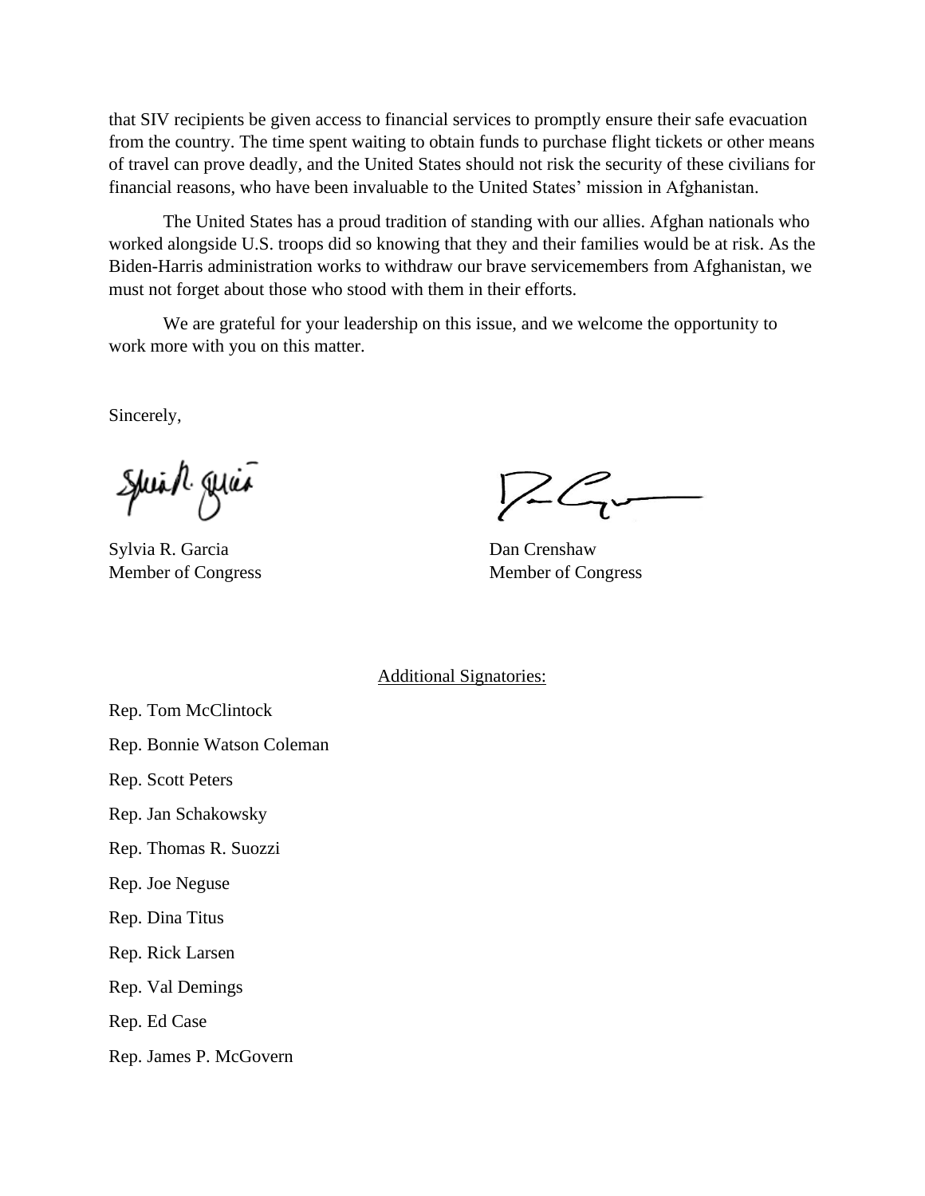that SIV recipients be given access to financial services to promptly ensure their safe evacuation from the country. The time spent waiting to obtain funds to purchase flight tickets or other means of travel can prove deadly, and the United States should not risk the security of these civilians for financial reasons, who have been invaluable to the United States' mission in Afghanistan.

The United States has a proud tradition of standing with our allies. Afghan nationals who worked alongside U.S. troops did so knowing that they and their families would be at risk. As the Biden-Harris administration works to withdraw our brave servicemembers from Afghanistan, we must not forget about those who stood with them in their efforts.

We are grateful for your leadership on this issue, and we welcome the opportunity to work more with you on this matter.

Sincerely,

Sylvia R. Garcia
Member of Congress

Dan Crenshaw
Member of Congress

Additional Signatories:

Rep. Tom McClintock

Rep. Bonnie Watson Coleman

Rep. Scott Peters

Rep. Jan Schakowsky

Rep. Thomas R. Suozzi

Rep. Joe Neguse

Rep. Dina Titus

Rep. Rick Larsen

Rep. Val Demings

Rep. Ed Case

Rep. James P. McGovern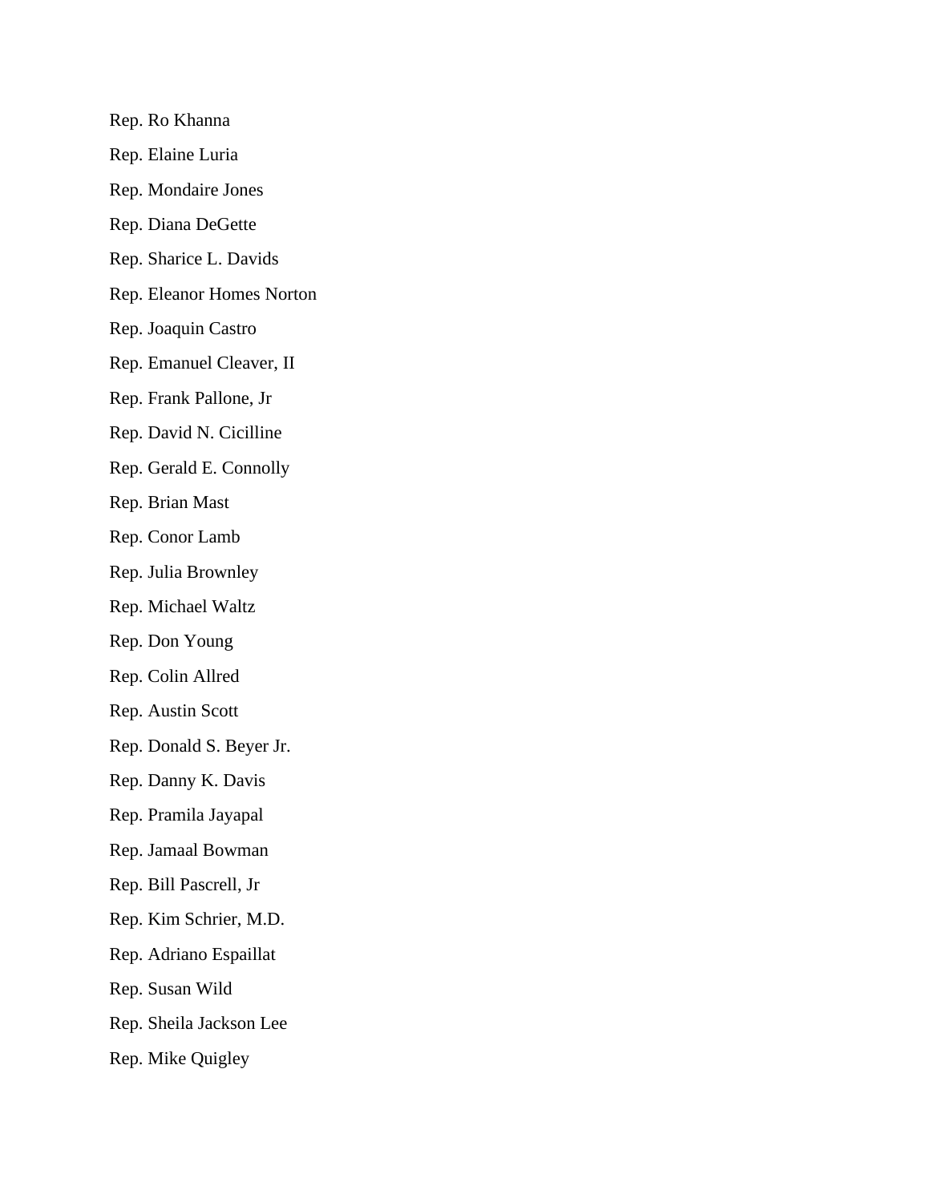Rep. Ro Khanna

Rep. Elaine Luria

Rep. Mondaire Jones

Rep. Diana DeGette

Rep. Sharice L. Davids

Rep. Eleanor Homes Norton

Rep. Joaquin Castro

Rep. Emanuel Cleaver, II

Rep. Frank Pallone, Jr

Rep. David N. Cicilline

Rep. Gerald E. Connolly

Rep. Brian Mast

Rep. Conor Lamb

Rep. Julia Brownley

Rep. Michael Waltz

Rep. Don Young

Rep. Colin Allred

Rep. Austin Scott

Rep. Donald S. Beyer Jr.

Rep. Danny K. Davis

Rep. Pramila Jayapal

Rep. Jamaal Bowman

Rep. Bill Pascrell, Jr

Rep. Kim Schrier, M.D.

Rep. Adriano Espaillat

Rep. Susan Wild

Rep. Sheila Jackson Lee

Rep. Mike Quigley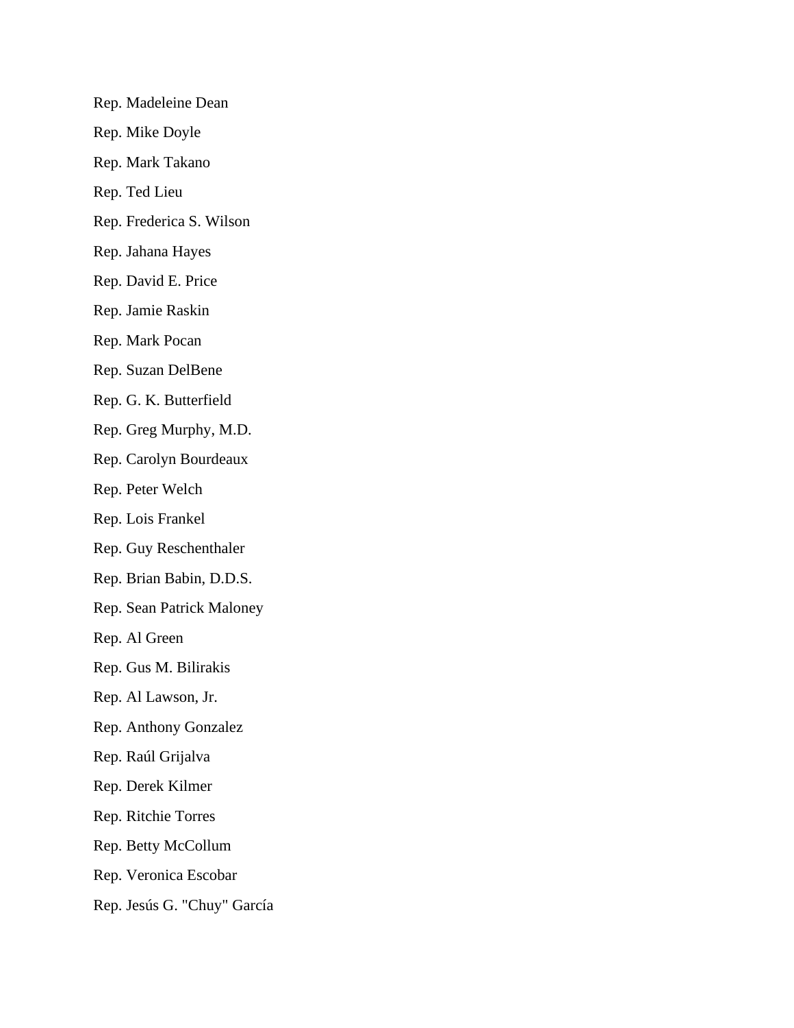Rep. Madeleine Dean

Rep. Mike Doyle

Rep. Mark Takano

Rep. Ted Lieu

Rep. Frederica S. Wilson

Rep. Jahana Hayes

Rep. David E. Price

Rep. Jamie Raskin

Rep. Mark Pocan

Rep. Suzan DelBene

Rep. G. K. Butterfield

Rep. Greg Murphy, M.D.

Rep. Carolyn Bourdeaux

Rep. Peter Welch

Rep. Lois Frankel

Rep. Guy Reschenthaler

Rep. Brian Babin, D.D.S.

Rep. Sean Patrick Maloney

Rep. Al Green

Rep. Gus M. Bilirakis

Rep. Al Lawson, Jr.

Rep. Anthony Gonzalez

Rep. Raúl Grijalva

Rep. Derek Kilmer

Rep. Ritchie Torres

Rep. Betty McCollum

Rep. Veronica Escobar

Rep. Jesús G. "Chuy" García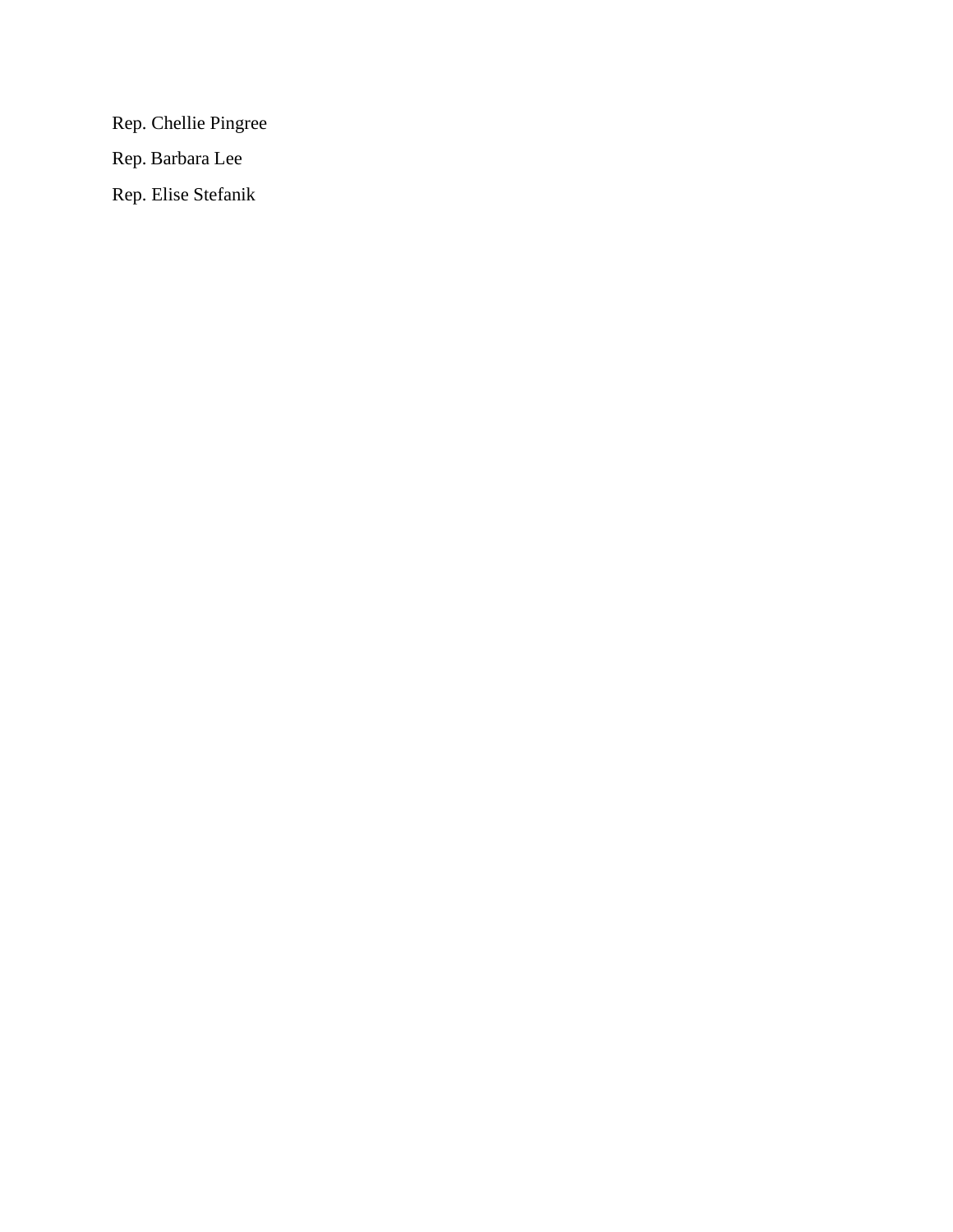Rep. Chellie Pingree

Rep. Barbara Lee

Rep. Elise Stefanik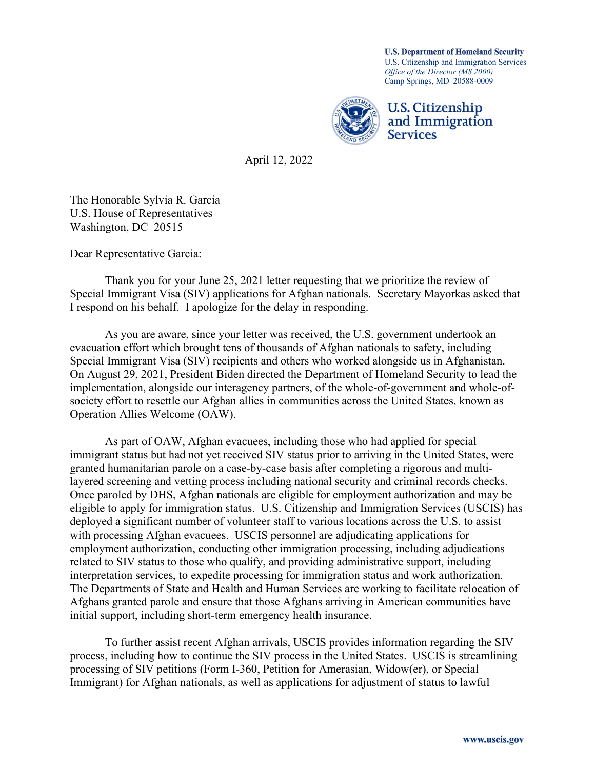U.S. Department of Homeland Security
U.S. Citizenship and Immigration Services
*Office of the Director (MS 2000)*
Camp Springs, MD 20588-0009

**U.S. Citizenship and Immigration Services**

April 12, 2022

The Honorable Sylvia R. Garcia
U.S. House of Representatives
Washington, DC 20515

Dear Representative Garcia:

Thank you for your June 25, 2021 letter requesting that we prioritize the review of Special Immigrant Visa (SIV) applications for Afghan nationals. Secretary Mayorkas asked that I respond on his behalf. I apologize for the delay in responding.

As you are aware, since your letter was received, the U.S. government undertook an evacuation effort which brought tens of thousands of Afghan nationals to safety, including Special Immigrant Visa (SIV) recipients and others who worked alongside us in Afghanistan. On August 29, 2021, President Biden directed the Department of Homeland Security to lead the implementation, alongside our interagency partners, of the whole-of-government and whole-of-society effort to resettle our Afghan allies in communities across the United States, known as Operation Allies Welcome (OAW).

As part of OAW, Afghan evacuees, including those who had applied for special immigrant status but had not yet received SIV status prior to arriving in the United States, were granted humanitarian parole on a case-by-case basis after completing a rigorous and multi-layered screening and vetting process including national security and criminal records checks. Once paroled by DHS, Afghan nationals are eligible for employment authorization and may be eligible to apply for immigration status. U.S. Citizenship and Immigration Services (USCIS) has deployed a significant number of volunteer staff to various locations across the U.S. to assist with processing Afghan evacuees. USCIS personnel are adjudicating applications for employment authorization, conducting other immigration processing, including adjudications related to SIV status to those who qualify, and providing administrative support, including interpretation services, to expedite processing for immigration status and work authorization. The Departments of State and Health and Human Services are working to facilitate relocation of Afghans granted parole and ensure that those Afghans arriving in American communities have initial support, including short-term emergency health insurance.

To further assist recent Afghan arrivals, USCIS provides information regarding the SIV process, including how to continue the SIV process in the United States. USCIS is streamlining processing of SIV petitions (Form I-360, Petition for Amerasian, Widow(er), or Special Immigrant) for Afghan nationals, as well as applications for adjustment of status to lawful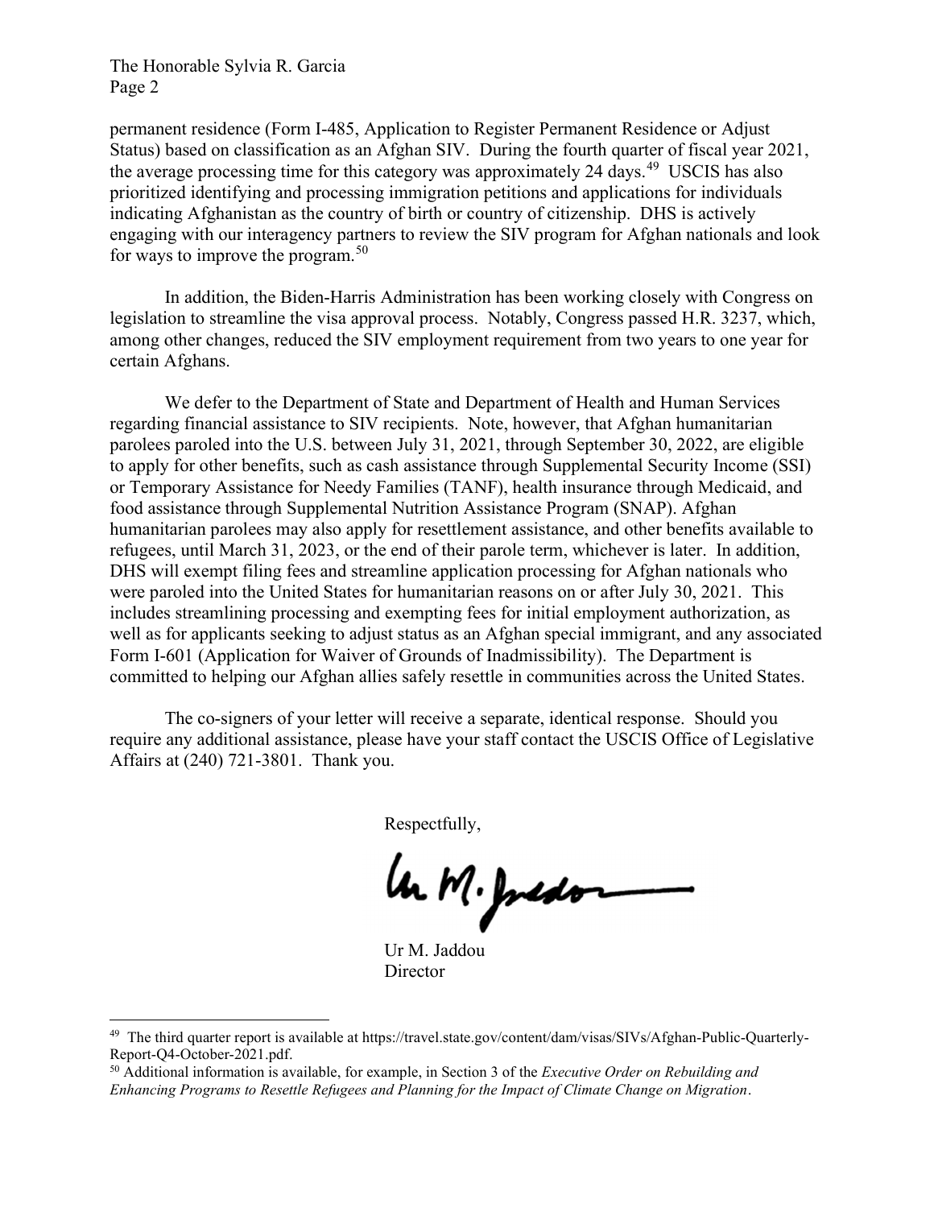permanent residence (Form I-485, Application to Register Permanent Residence or Adjust Status) based on classification as an Afghan SIV. During the fourth quarter of fiscal year 2021, the average processing time for this category was approximately 24 days.[49] USCIS has also prioritized identifying and processing immigration petitions and applications for individuals indicating Afghanistan as the country of birth or country of citizenship. DHS is actively engaging with our interagency partners to review the SIV program for Afghan nationals and look for ways to improve the program.[50]

In addition, the Biden-Harris Administration has been working closely with Congress on legislation to streamline the visa approval process. Notably, Congress passed H.R. 3237, which, among other changes, reduced the SIV employment requirement from two years to one year for certain Afghans.

We defer to the Department of State and Department of Health and Human Services regarding financial assistance to SIV recipients. Note, however, that Afghan humanitarian parolees paroled into the U.S. between July 31, 2021, through September 30, 2022, are eligible to apply for other benefits, such as cash assistance through Supplemental Security Income (SSI) or Temporary Assistance for Needy Families (TANF), health insurance through Medicaid, and food assistance through Supplemental Nutrition Assistance Program (SNAP). Afghan humanitarian parolees may also apply for resettlement assistance, and other benefits available to refugees, until March 31, 2023, or the end of their parole term, whichever is later. In addition, DHS will exempt filing fees and streamline application processing for Afghan nationals who were paroled into the United States for humanitarian reasons on or after July 30, 2021. This includes streamlining processing and exempting fees for initial employment authorization, as well as for applicants seeking to adjust status as an Afghan special immigrant, and any associated Form I-601 (Application for Waiver of Grounds of Inadmissibility). The Department is committed to helping our Afghan allies safely resettle in communities across the United States.

The co-signers of your letter will receive a separate, identical response. Should you require any additional assistance, please have your staff contact the USCIS Office of Legislative Affairs at (240) 721-3801. Thank you.

Respectfully,

Ur M. Jaddou
Director

---

[49] The third quarter report is available at https://travel.state.gov/content/dam/visas/SIVs/Afghan-Public-Quarterly-Report-Q4-October-2021.pdf.

[50] Additional information is available, for example, in Section 3 of the *Executive Order on Rebuilding and Enhancing Programs to Resettle Refugees and Planning for the Impact of Climate Change on Migration*.